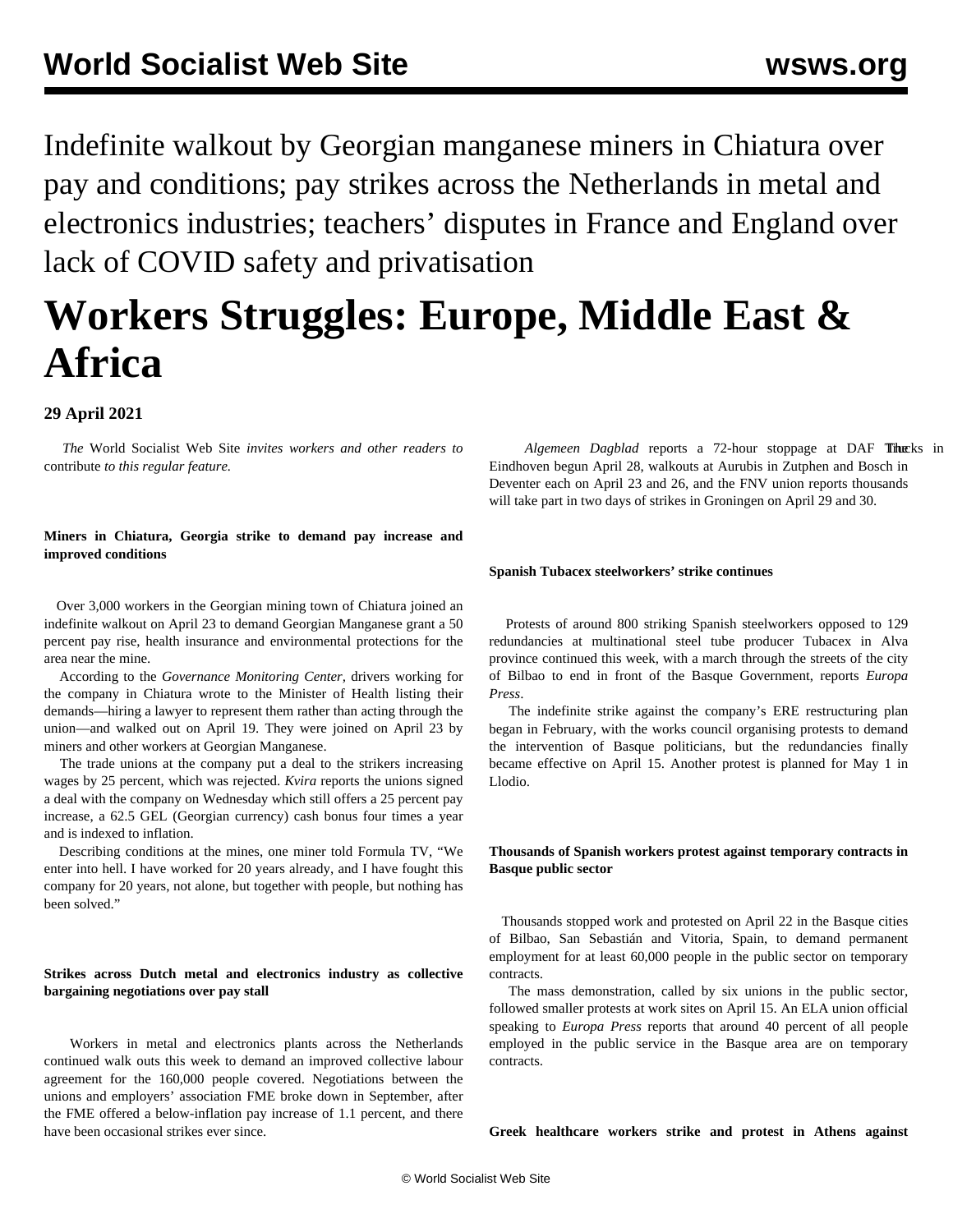Indefinite walkout by Georgian manganese miners in Chiatura over pay and conditions; pay strikes across the Netherlands in metal and electronics industries; teachers' disputes in France and England over lack of COVID safety and privatisation

# Workers Struggles: Europe, Middle East & Africa

**29 April 2021**

*The* World Socialist Web Site *invites workers and other readers to* contribute *to this regular feature.*

**Miners in Chiatura, Georgia strike to demand pay increase and improved conditions**

Over 3,000 workers in the Georgian mining town of Chiatura joined an indefinite walkout on April 23 to demand Georgian Manganese grant a 50 percent pay rise, health insurance and environmental protections for the area near the mine.

According to the *Governance Monitoring Center*, drivers working for the company in Chiatura wrote to the Minister of Health listing their demands—hiring a lawyer to represent them rather than acting through the union—and walked out on April 19. They were joined on April 23 by miners and other workers at Georgian Manganese.

The trade unions at the company put a deal to the strikers increasing wages by 25 percent, which was rejected. *Kvira* reports the unions signed a deal with the company on Wednesday which still offers a 25 percent pay increase, a 62.5 GEL (Georgian currency) cash bonus four times a year and is indexed to inflation.

Describing conditions at the mines, one miner told Formula TV, "We enter into hell. I have worked for 20 years already, and I have fought this company for 20 years, not alone, but together with people, but nothing has been solved."

**Strikes across Dutch metal and electronics industry as collective bargaining negotiations over pay stall**

Workers in metal and electronics plants across the Netherlands continued walk outs this week to demand an improved collective labour agreement for the 160,000 people covered. Negotiations between the unions and employers' association FME broke down in September, after the FME offered a below-inflation pay increase of 1.1 percent, and there have been occasional strikes ever since.

The *Algemeen Dagblad* reports a 72-hour stoppage at DAF Trucks in Eindhoven begun April 28, walkouts at Aurubis in Zutphen and Bosch in Deventer each on April 23 and 26, and the FNV union reports thousands will take part in two days of strikes in Groningen on April 29 and 30.

**Spanish Tubacex steelworkers' strike continues**

Protests of around 800 striking Spanish steelworkers opposed to 129 redundancies at multinational steel tube producer Tubacex in Alva province continued this week, with a march through the streets of the city of Bilbao to end in front of the Basque Government, reports *Europa Press*.

The indefinite strike against the company's ERE restructuring plan began in February, with the works council organising protests to demand the intervention of Basque politicians, but the redundancies finally became effective on April 15. Another protest is planned for May 1 in Llodio.

**Thousands of Spanish workers protest against temporary contracts in Basque public sector**

Thousands stopped work and protested on April 22 in the Basque cities of Bilbao, San Sebastián and Vitoria, Spain, to demand permanent employment for at least 60,000 people in the public sector on temporary contracts.

The mass demonstration, called by six unions in the public sector, followed smaller protests at work sites on April 15. An ELA union official speaking to *Europa Press* reports that around 40 percent of all people employed in the public service in the Basque area are on temporary contracts.

**Greek healthcare workers strike and protest in Athens against**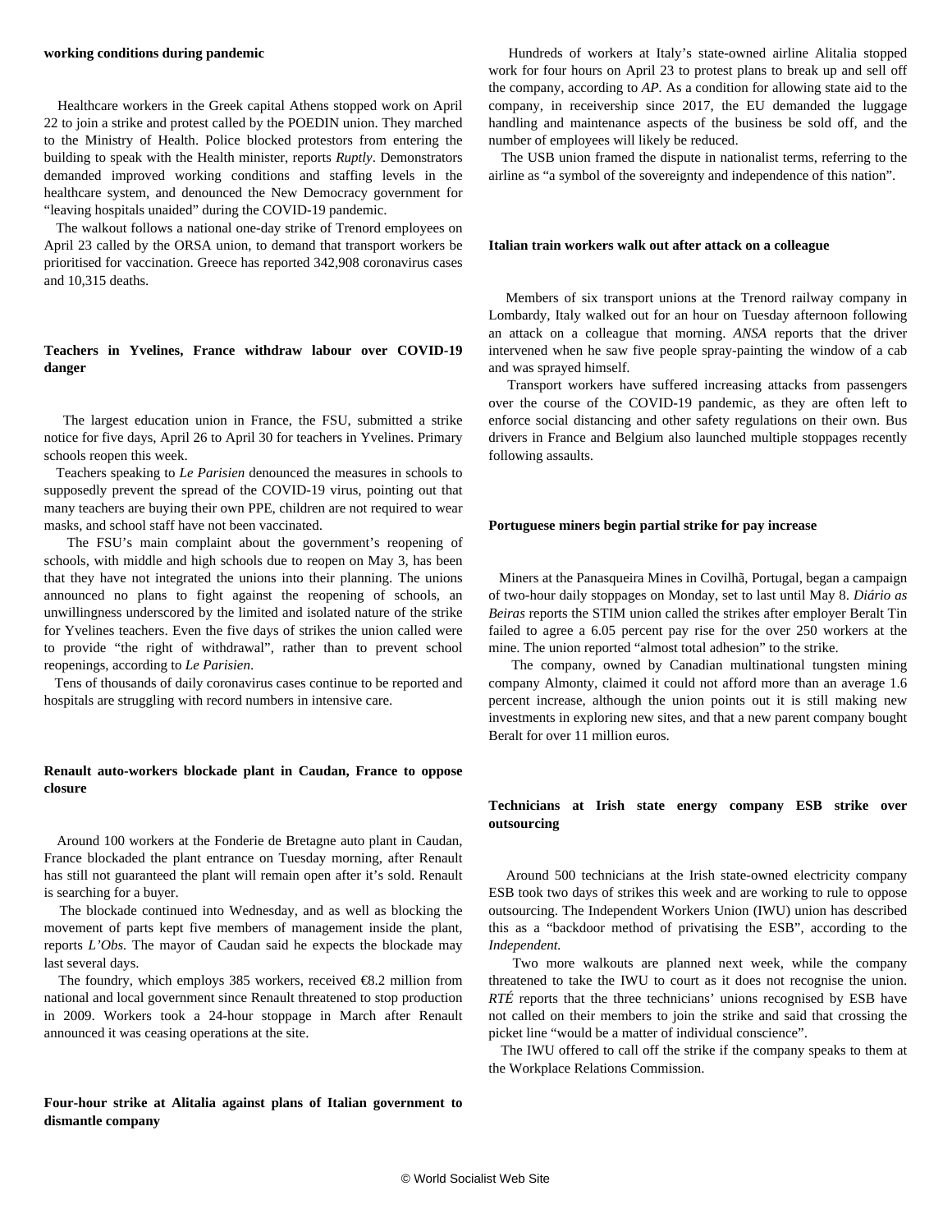**working conditions during pandemic**

Healthcare workers in the Greek capital Athens stopped work on April 22 to join a strike and protest called by the POEDIN union. They marched to the Ministry of Health. Police blocked protestors from entering the building to speak with the Health minister, reports *Ruptly*. Demonstrators demanded improved working conditions and staffing levels in the healthcare system, and denounced the New Democracy government for "leaving hospitals unaided" during the COVID-19 pandemic.

The walkout follows a national one-day strike of Trenord employees on April 23 called by the ORSA union, to demand that transport workers be prioritised for vaccination. Greece has reported 342,908 coronavirus cases and 10,315 deaths.

### Teachers in Yvelines, France withdraw labour over COVID-19 danger

The largest education union in France, the FSU, submitted a strike notice for five days, April 26 to April 30 for teachers in Yvelines. Primary schools reopen this week.

Teachers speaking to *Le Parisien* denounced the measures in schools to supposedly prevent the spread of the COVID-19 virus, pointing out that many teachers are buying their own PPE, children are not required to wear masks, and school staff have not been vaccinated.

The FSU's main complaint about the government's reopening of schools, with middle and high schools due to reopen on May 3, has been that they have not integrated the unions into their planning. The unions announced no plans to fight against the reopening of schools, an unwillingness underscored by the limited and isolated nature of the strike for Yvelines teachers. Even the five days of strikes the union called were to provide "the right of withdrawal", rather than to prevent school reopenings, according to *Le Parisien*.

Tens of thousands of daily coronavirus cases continue to be reported and hospitals are struggling with record numbers in intensive care.

### Renault auto-workers blockade plant in Caudan, France to oppose closure

Around 100 workers at the Fonderie de Bretagne auto plant in Caudan, France blockaded the plant entrance on Tuesday morning, after Renault has still not guaranteed the plant will remain open after it's sold. Renault is searching for a buyer.

The blockade continued into Wednesday, and as well as blocking the movement of parts kept five members of management inside the plant, reports *L'Obs*. The mayor of Caudan said he expects the blockade may last several days.

The foundry, which employs 385 workers, received €8.2 million from national and local government since Renault threatened to stop production in 2009. Workers took a 24-hour stoppage in March after Renault announced it was ceasing operations at the site.

### Four-hour strike at Alitalia against plans of Italian government to dismantle company

Hundreds of workers at Italy's state-owned airline Alitalia stopped work for four hours on April 23 to protest plans to break up and sell off the company, according to *AP*. As a condition for allowing state aid to the company, in receivership since 2017, the EU demanded the luggage handling and maintenance aspects of the business be sold off, and the number of employees will likely be reduced.

The USB union framed the dispute in nationalist terms, referring to the airline as "a symbol of the sovereignty and independence of this nation".

### Italian train workers walk out after attack on a colleague

Members of six transport unions at the Trenord railway company in Lombardy, Italy walked out for an hour on Tuesday afternoon following an attack on a colleague that morning. *ANSA* reports that the driver intervened when he saw five people spray-painting the window of a cab and was sprayed himself.

Transport workers have suffered increasing attacks from passengers over the course of the COVID-19 pandemic, as they are often left to enforce social distancing and other safety regulations on their own. Bus drivers in France and Belgium also launched multiple stoppages recently following assaults.

### Portuguese miners begin partial strike for pay increase

Miners at the Panasqueira Mines in Covilhã, Portugal, began a campaign of two-hour daily stoppages on Monday, set to last until May 8. *Diário as Beiras* reports the STIM union called the strikes after employer Beralt Tin failed to agree a 6.05 percent pay rise for the over 250 workers at the mine. The union reported "almost total adhesion" to the strike.

The company, owned by Canadian multinational tungsten mining company Almonty, claimed it could not afford more than an average 1.6 percent increase, although the union points out it is still making new investments in exploring new sites, and that a new parent company bought Beralt for over 11 million euros.

### Technicians at Irish state energy company ESB strike over outsourcing

Around 500 technicians at the Irish state-owned electricity company ESB took two days of strikes this week and are working to rule to oppose outsourcing. The Independent Workers Union (IWU) union has described this as a "backdoor method of privatising the ESB", according to the *Independent.*

Two more walkouts are planned next week, while the company threatened to take the IWU to court as it does not recognise the union. *RTÉ* reports that the three technicians' unions recognised by ESB have not called on their members to join the strike and said that crossing the picket line "would be a matter of individual conscience".

The IWU offered to call off the strike if the company speaks to them at the Workplace Relations Commission.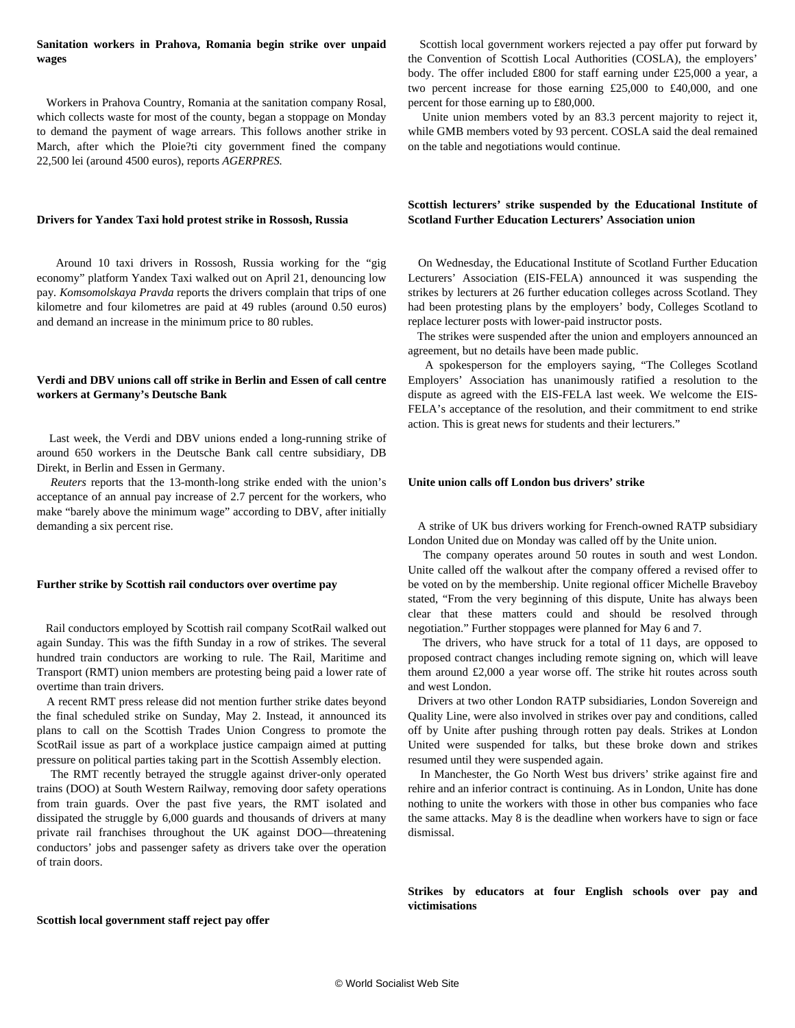**Sanitation workers in Prahova, Romania begin strike over unpaid wages**

Workers in Prahova Country, Romania at the sanitation company Rosal, which collects waste for most of the county, began a stoppage on Monday to demand the payment of wage arrears. This follows another strike in March, after which the Ploie?ti city government fined the company 22,500 lei (around 4500 euros), reports *AGERPRES.*

**Drivers for Yandex Taxi hold protest strike in Rossosh, Russia**

Around 10 taxi drivers in Rossosh, Russia working for the "gig economy" platform Yandex Taxi walked out on April 21, denouncing low pay. *Komsomolskaya Pravda* reports the drivers complain that trips of one kilometre and four kilometres are paid at 49 rubles (around 0.50 euros) and demand an increase in the minimum price to 80 rubles.

**Verdi and DBV unions call off strike in Berlin and Essen of call centre workers at Germany's Deutsche Bank**

Last week, the Verdi and DBV unions ended a long-running strike of around 650 workers in the Deutsche Bank call centre subsidiary, DB Direkt, in Berlin and Essen in Germany.

*Reuters* reports that the 13-month-long strike ended with the union's acceptance of an annual pay increase of 2.7 percent for the workers, who make "barely above the minimum wage" according to DBV, after initially demanding a six percent rise.

**Further strike by Scottish rail conductors over overtime pay**

Rail conductors employed by Scottish rail company ScotRail walked out again Sunday. This was the fifth Sunday in a row of strikes. The several hundred train conductors are working to rule. The Rail, Maritime and Transport (RMT) union members are protesting being paid a lower rate of overtime than train drivers.

A recent RMT press release did not mention further strike dates beyond the final scheduled strike on Sunday, May 2. Instead, it announced its plans to call on the Scottish Trades Union Congress to promote the ScotRail issue as part of a workplace justice campaign aimed at putting pressure on political parties taking part in the Scottish Assembly election.

The RMT recently betrayed the struggle against driver-only operated trains (DOO) at South Western Railway, removing door safety operations from train guards. Over the past five years, the RMT isolated and dissipated the struggle by 6,000 guards and thousands of drivers at many private rail franchises throughout the UK against DOO—threatening conductors' jobs and passenger safety as drivers take over the operation of train doors.

**Scottish local government staff reject pay offer**

Scottish local government workers rejected a pay offer put forward by the Convention of Scottish Local Authorities (COSLA), the employers' body. The offer included £800 for staff earning under £25,000 a year, a two percent increase for those earning £25,000 to £40,000, and one percent for those earning up to £80,000.

Unite union members voted by an 83.3 percent majority to reject it, while GMB members voted by 93 percent. COSLA said the deal remained on the table and negotiations would continue.

**Scottish lecturers' strike suspended by the Educational Institute of Scotland Further Education Lecturers' Association union**

On Wednesday, the Educational Institute of Scotland Further Education Lecturers' Association (EIS-FELA) announced it was suspending the strikes by lecturers at 26 further education colleges across Scotland. They had been protesting plans by the employers' body, Colleges Scotland to replace lecturer posts with lower-paid instructor posts.

The strikes were suspended after the union and employers announced an agreement, but no details have been made public.

A spokesperson for the employers saying, "The Colleges Scotland Employers' Association has unanimously ratified a resolution to the dispute as agreed with the EIS-FELA last week. We welcome the EIS-FELA's acceptance of the resolution, and their commitment to end strike action. This is great news for students and their lecturers."

**Unite union calls off London bus drivers' strike**

A strike of UK bus drivers working for French-owned RATP subsidiary London United due on Monday was called off by the Unite union.

The company operates around 50 routes in south and west London. Unite called off the walkout after the company offered a revised offer to be voted on by the membership. Unite regional officer Michelle Braveboy stated, "From the very beginning of this dispute, Unite has always been clear that these matters could and should be resolved through negotiation." Further stoppages were planned for May 6 and 7.

The drivers, who have struck for a total of 11 days, are opposed to proposed contract changes including remote signing on, which will leave them around £2,000 a year worse off. The strike hit routes across south and west London.

Drivers at two other London RATP subsidiaries, London Sovereign and Quality Line, were also involved in strikes over pay and conditions, called off by Unite after pushing through rotten pay deals. Strikes at London United were suspended for talks, but these broke down and strikes resumed until they were suspended again.

In Manchester, the Go North West bus drivers' strike against fire and rehire and an inferior contract is continuing. As in London, Unite has done nothing to unite the workers with those in other bus companies who face the same attacks. May 8 is the deadline when workers have to sign or face dismissal.

**Strikes by educators at four English schools over pay and victimisations**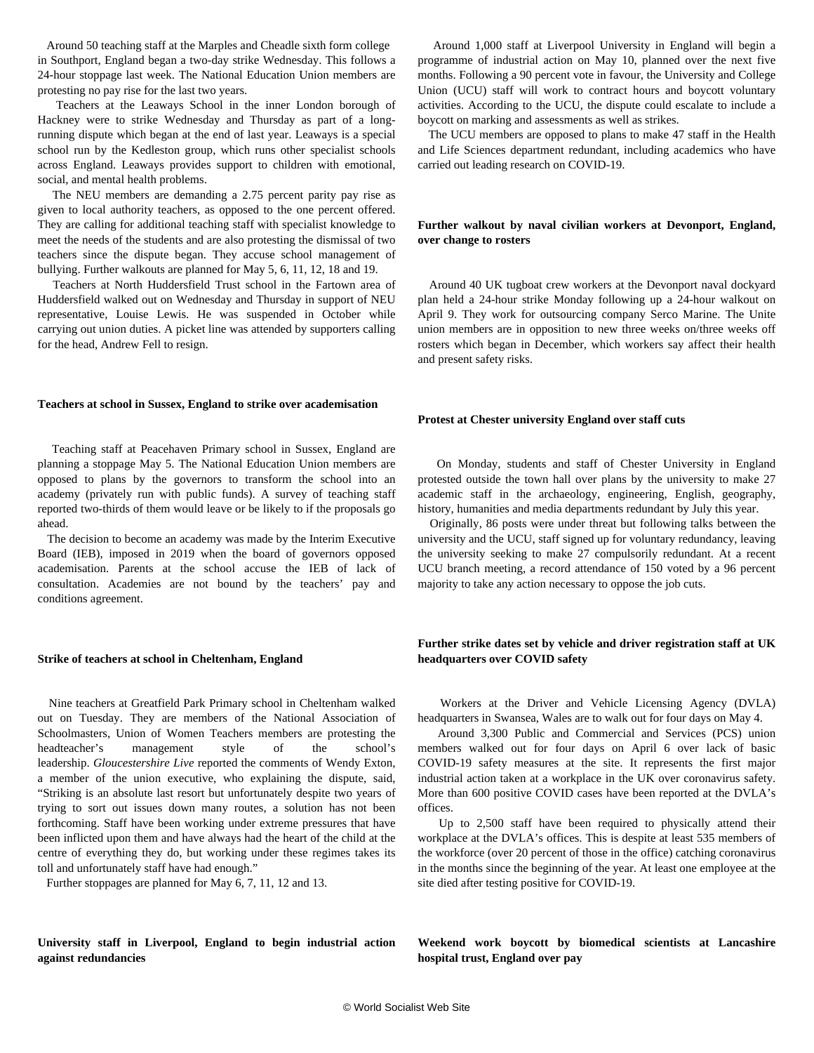Around 50 teaching staff at the Marples and Cheadle sixth form college in Southport, England began a two-day strike Wednesday. This follows a 24-hour stoppage last week. The National Education Union members are protesting no pay rise for the last two years.

Teachers at the Leaways School in the inner London borough of Hackney were to strike Wednesday and Thursday as part of a long-running dispute which began at the end of last year. Leaways is a special school run by the Kedleston group, which runs other specialist schools across England. Leaways provides support to children with emotional, social, and mental health problems.

The NEU members are demanding a 2.75 percent parity pay rise as given to local authority teachers, as opposed to the one percent offered. They are calling for additional teaching staff with specialist knowledge to meet the needs of the students and are also protesting the dismissal of two teachers since the dispute began. They accuse school management of bullying. Further walkouts are planned for May 5, 6, 11, 12, 18 and 19.

Teachers at North Huddersfield Trust school in the Fartown area of Huddersfield walked out on Wednesday and Thursday in support of NEU representative, Louise Lewis. He was suspended in October while carrying out union duties. A picket line was attended by supporters calling for the head, Andrew Fell to resign.

**Teachers at school in Sussex, England to strike over academisation**

Teaching staff at Peacehaven Primary school in Sussex, England are planning a stoppage May 5. The National Education Union members are opposed to plans by the governors to transform the school into an academy (privately run with public funds). A survey of teaching staff reported two-thirds of them would leave or be likely to if the proposals go ahead.

The decision to become an academy was made by the Interim Executive Board (IEB), imposed in 2019 when the board of governors opposed academisation. Parents at the school accuse the IEB of lack of consultation. Academies are not bound by the teachers' pay and conditions agreement.

**Strike of teachers at school in Cheltenham, England**

Nine teachers at Greatfield Park Primary school in Cheltenham walked out on Tuesday. They are members of the National Association of Schoolmasters, Union of Women Teachers members are protesting the headteacher's management style of the school's leadership. *Gloucestershire Live* reported the comments of Wendy Exton, a member of the union executive, who explaining the dispute, said, "Striking is an absolute last resort but unfortunately despite two years of trying to sort out issues down many routes, a solution has not been forthcoming. Staff have been working under extreme pressures that have been inflicted upon them and have always had the heart of the child at the centre of everything they do, but working under these regimes takes its toll and unfortunately staff have had enough."

Further stoppages are planned for May 6, 7, 11, 12 and 13.

**University staff in Liverpool, England to begin industrial action against redundancies**

Around 1,000 staff at Liverpool University in England will begin a programme of industrial action on May 10, planned over the next five months. Following a 90 percent vote in favour, the University and College Union (UCU) staff will work to contract hours and boycott voluntary activities. According to the UCU, the dispute could escalate to include a boycott on marking and assessments as well as strikes.

The UCU members are opposed to plans to make 47 staff in the Health and Life Sciences department redundant, including academics who have carried out leading research on COVID-19.

**Further walkout by naval civilian workers at Devonport, England, over change to rosters**

Around 40 UK tugboat crew workers at the Devonport naval dockyard plan held a 24-hour strike Monday following up a 24-hour walkout on April 9. They work for outsourcing company Serco Marine. The Unite union members are in opposition to new three weeks on/three weeks off rosters which began in December, which workers say affect their health and present safety risks.

**Protest at Chester university England over staff cuts**

On Monday, students and staff of Chester University in England protested outside the town hall over plans by the university to make 27 academic staff in the archaeology, engineering, English, geography, history, humanities and media departments redundant by July this year.

Originally, 86 posts were under threat but following talks between the university and the UCU, staff signed up for voluntary redundancy, leaving the university seeking to make 27 compulsorily redundant. At a recent UCU branch meeting, a record attendance of 150 voted by a 96 percent majority to take any action necessary to oppose the job cuts.

**Further strike dates set by vehicle and driver registration staff at UK headquarters over COVID safety**

Workers at the Driver and Vehicle Licensing Agency (DVLA) headquarters in Swansea, Wales are to walk out for four days on May 4.

Around 3,300 Public and Commercial and Services (PCS) union members walked out for four days on April 6 over lack of basic COVID-19 safety measures at the site. It represents the first major industrial action taken at a workplace in the UK over coronavirus safety. More than 600 positive COVID cases have been reported at the DVLA's offices.

Up to 2,500 staff have been required to physically attend their workplace at the DVLA's offices. This is despite at least 535 members of the workforce (over 20 percent of those in the office) catching coronavirus in the months since the beginning of the year. At least one employee at the site died after testing positive for COVID-19.

**Weekend work boycott by biomedical scientists at Lancashire hospital trust, England over pay**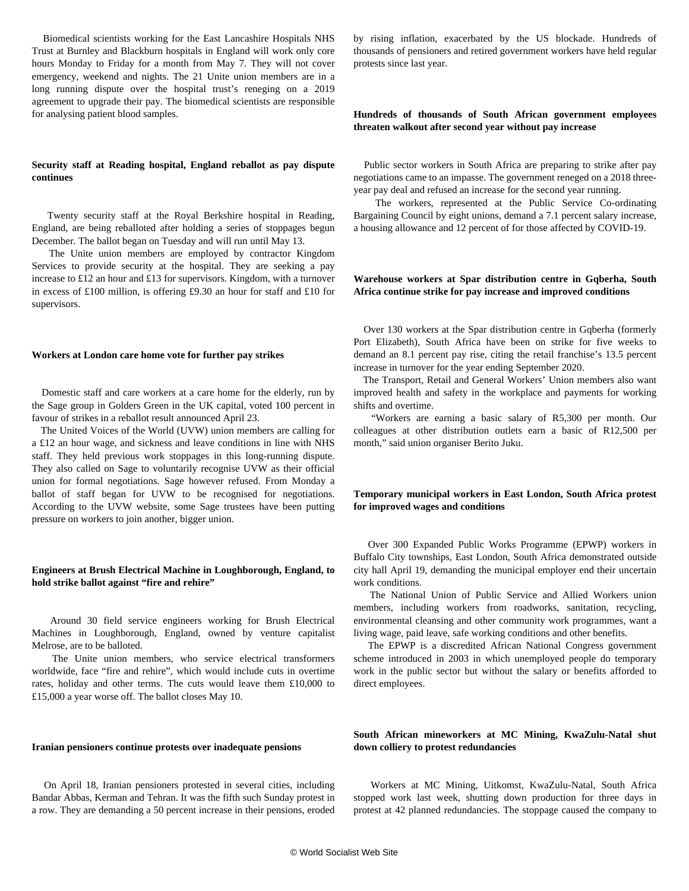Biomedical scientists working for the East Lancashire Hospitals NHS Trust at Burnley and Blackburn hospitals in England will work only core hours Monday to Friday for a month from May 7. They will not cover emergency, weekend and nights. The 21 Unite union members are in a long running dispute over the hospital trust's reneging on a 2019 agreement to upgrade their pay. The biomedical scientists are responsible for analysing patient blood samples.

**Security staff at Reading hospital, England reballot as pay dispute continues**

Twenty security staff at the Royal Berkshire hospital in Reading, England, are being reballoted after holding a series of stoppages begun December. The ballot began on Tuesday and will run until May 13.

The Unite union members are employed by contractor Kingdom Services to provide security at the hospital. They are seeking a pay increase to £12 an hour and £13 for supervisors. Kingdom, with a turnover in excess of £100 million, is offering £9.30 an hour for staff and £10 for supervisors.

**Workers at London care home vote for further pay strikes**

Domestic staff and care workers at a care home for the elderly, run by the Sage group in Golders Green in the UK capital, voted 100 percent in favour of strikes in a reballot result announced April 23.

The United Voices of the World (UVW) union members are calling for a £12 an hour wage, and sickness and leave conditions in line with NHS staff. They held previous work stoppages in this long-running dispute. They also called on Sage to voluntarily recognise UVW as their official union for formal negotiations. Sage however refused. From Monday a ballot of staff began for UVW to be recognised for negotiations. According to the UVW website, some Sage trustees have been putting pressure on workers to join another, bigger union.

**Engineers at Brush Electrical Machine in Loughborough, England, to hold strike ballot against "fire and rehire"**

Around 30 field service engineers working for Brush Electrical Machines in Loughborough, England, owned by venture capitalist Melrose, are to be balloted.

The Unite union members, who service electrical transformers worldwide, face "fire and rehire", which would include cuts in overtime rates, holiday and other terms. The cuts would leave them £10,000 to £15,000 a year worse off. The ballot closes May 10.

**Iranian pensioners continue protests over inadequate pensions**

On April 18, Iranian pensioners protested in several cities, including Bandar Abbas, Kerman and Tehran. It was the fifth such Sunday protest in a row. They are demanding a 50 percent increase in their pensions, eroded by rising inflation, exacerbated by the US blockade. Hundreds of thousands of pensioners and retired government workers have held regular protests since last year.

**Hundreds of thousands of South African government employees threaten walkout after second year without pay increase**

Public sector workers in South Africa are preparing to strike after pay negotiations came to an impasse. The government reneged on a 2018 three-year pay deal and refused an increase for the second year running.

The workers, represented at the Public Service Co-ordinating Bargaining Council by eight unions, demand a 7.1 percent salary increase, a housing allowance and 12 percent of for those affected by COVID-19.

**Warehouse workers at Spar distribution centre in Gqberha, South Africa continue strike for pay increase and improved conditions**

Over 130 workers at the Spar distribution centre in Gqberha (formerly Port Elizabeth), South Africa have been on strike for five weeks to demand an 8.1 percent pay rise, citing the retail franchise's 13.5 percent increase in turnover for the year ending September 2020.

The Transport, Retail and General Workers' Union members also want improved health and safety in the workplace and payments for working shifts and overtime.

"Workers are earning a basic salary of R5,300 per month. Our colleagues at other distribution outlets earn a basic of R12,500 per month," said union organiser Berito Juku.

**Temporary municipal workers in East London, South Africa protest for improved wages and conditions**

Over 300 Expanded Public Works Programme (EPWP) workers in Buffalo City townships, East London, South Africa demonstrated outside city hall April 19, demanding the municipal employer end their uncertain work conditions.

The National Union of Public Service and Allied Workers union members, including workers from roadworks, sanitation, recycling, environmental cleansing and other community work programmes, want a living wage, paid leave, safe working conditions and other benefits.

The EPWP is a discredited African National Congress government scheme introduced in 2003 in which unemployed people do temporary work in the public sector but without the salary or benefits afforded to direct employees.

**South African mineworkers at MC Mining, KwaZulu-Natal shut down colliery to protest redundancies**

Workers at MC Mining, Uitkomst, KwaZulu-Natal, South Africa stopped work last week, shutting down production for three days in protest at 42 planned redundancies. The stoppage caused the company to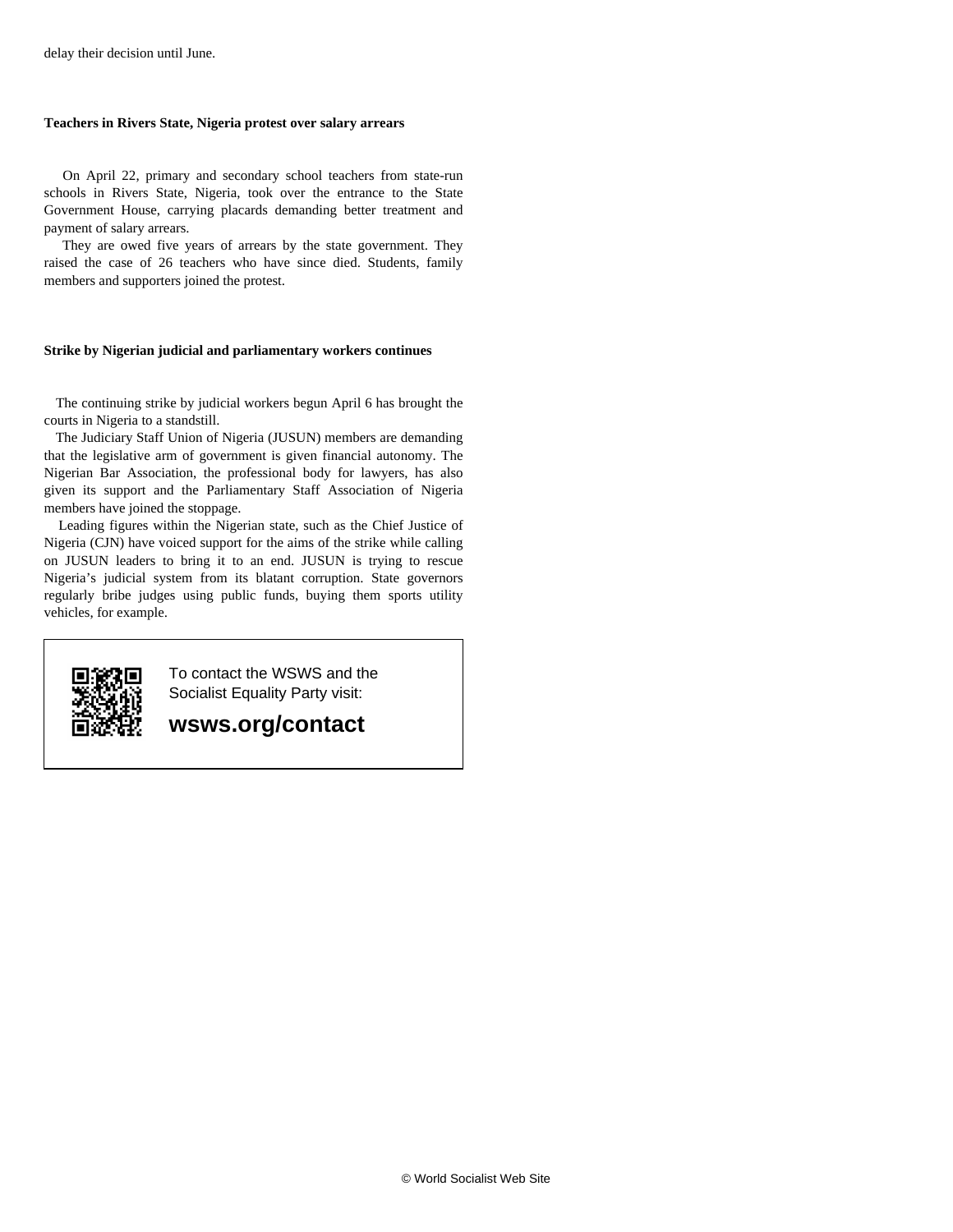delay their decision until June.

**Teachers in Rivers State, Nigeria protest over salary arrears**

On April 22, primary and secondary school teachers from state-run schools in Rivers State, Nigeria, took over the entrance to the State Government House, carrying placards demanding better treatment and payment of salary arrears.

They are owed five years of arrears by the state government. They raised the case of 26 teachers who have since died. Students, family members and supporters joined the protest.

**Strike by Nigerian judicial and parliamentary workers continues**

The continuing strike by judicial workers begun April 6 has brought the courts in Nigeria to a standstill.

The Judiciary Staff Union of Nigeria (JUSUN) members are demanding that the legislative arm of government is given financial autonomy. The Nigerian Bar Association, the professional body for lawyers, has also given its support and the Parliamentary Staff Association of Nigeria members have joined the stoppage.

Leading figures within the Nigerian state, such as the Chief Justice of Nigeria (CJN) have voiced support for the aims of the strike while calling on JUSUN leaders to bring it to an end. JUSUN is trying to rescue Nigeria's judicial system from its blatant corruption. State governors regularly bribe judges using public funds, buying them sports utility vehicles, for example.

To contact the WSWS and the Socialist Equality Party visit:

**wsws.org/contact**